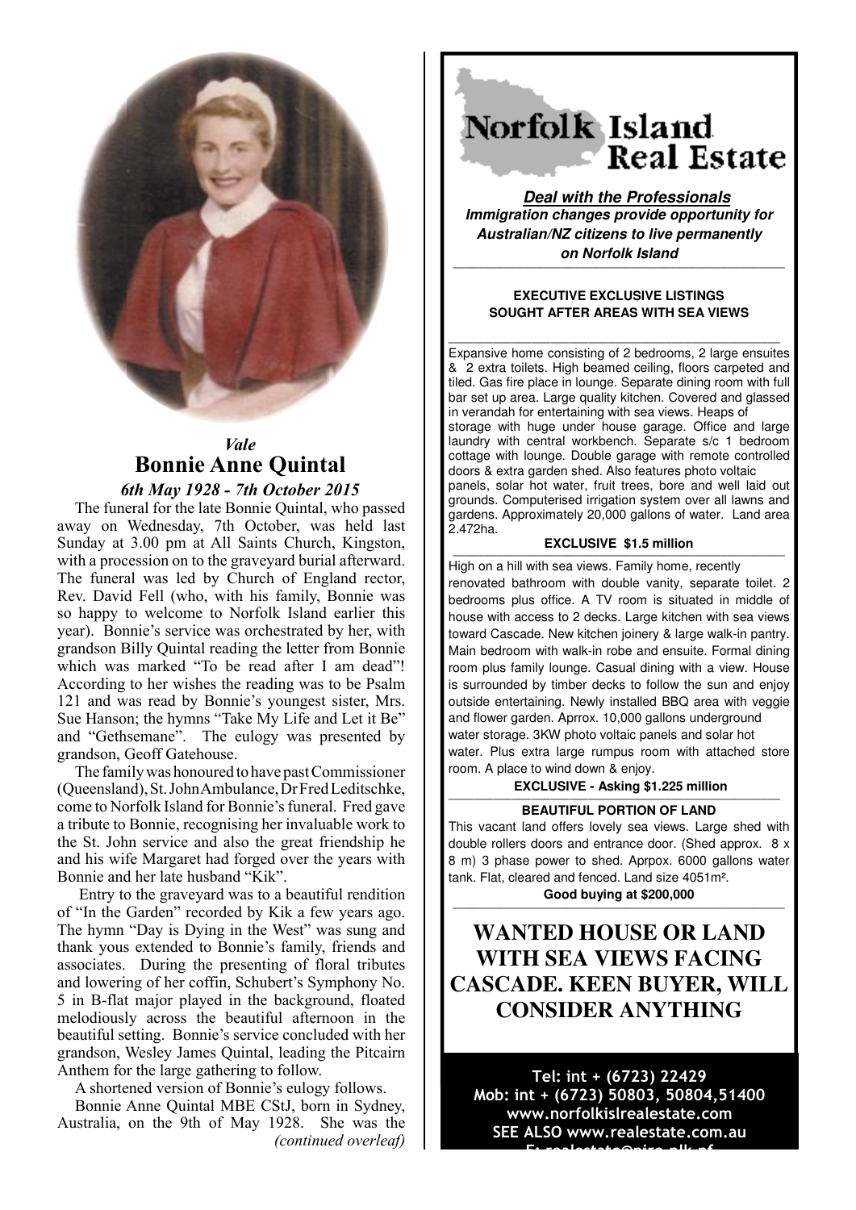*Vale*

# Bonnie Anne Quintal

***6th May 1928 - 7th October 2015***

The funeral for the late Bonnie Quintal, who passed away on Wednesday, 7th October, was held last Sunday at 3.00 pm at All Saints Church, Kingston, with a procession on to the graveyard burial afterward. The funeral was led by Church of England rector, Rev. David Fell (who, with his family, Bonnie was so happy to welcome to Norfolk Island earlier this year). Bonnie's service was orchestrated by her, with grandson Billy Quintal reading the letter from Bonnie which was marked "To be read after I am dead"! According to her wishes the reading was to be Psalm 121 and was read by Bonnie's youngest sister, Mrs. Sue Hanson; the hymns "Take My Life and Let it Be" and "Gethsemane". The eulogy was presented by grandson, Geoff Gatehouse.

The family was honoured to have past Commissioner (Queensland), St. John Ambulance, Dr Fred Leditschke, come to Norfolk Island for Bonnie's funeral. Fred gave a tribute to Bonnie, recognising her invaluable work to the St. John service and also the great friendship he and his wife Margaret had forged over the years with Bonnie and her late husband "Kik".

Entry to the graveyard was to a beautiful rendition of "In the Garden" recorded by Kik a few years ago. The hymn "Day is Dying in the West" was sung and thank yous extended to Bonnie's family, friends and associates. During the presenting of floral tributes and lowering of her coffin, Schubert's Symphony No. 5 in B-flat major played in the background, floated melodiously across the beautiful afternoon in the beautiful setting. Bonnie's service concluded with her grandson, Wesley James Quintal, leading the Pitcairn Anthem for the large gathering to follow.

A shortened version of Bonnie's eulogy follows.

Bonnie Anne Quintal MBE CStJ, born in Sydney, Australia, on the 9th of May 1928. She was the *(continued overleaf)*

---

# Norfolk Island Real Estate

***Deal with the Professionals***
***Immigration changes provide opportunity for Australian/NZ citizens to live permanently on Norfolk Island***

**EXECUTIVE EXCLUSIVE LISTINGS**
**SOUGHT AFTER AREAS WITH SEA VIEWS**

Expansive home consisting of 2 bedrooms, 2 large ensuites & 2 extra toilets. High beamed ceiling, floors carpeted and tiled. Gas fire place in lounge. Separate dining room with full bar set up area. Large quality kitchen. Covered and glassed in verandah for entertaining with sea views. Heaps of storage with huge under house garage. Office and large laundry with central workbench. Separate s/c 1 bedroom cottage with lounge. Double garage with remote controlled doors & extra garden shed. Also features photo voltaic panels, solar hot water, fruit trees, bore and well laid out grounds. Computerised irrigation system over all lawns and gardens. Approximately 20,000 gallons of water. Land area 2.472ha.

**EXCLUSIVE $1.5 million**

High on a hill with sea views. Family home, recently renovated bathroom with double vanity, separate toilet. 2 bedrooms plus office. A TV room is situated in middle of house with access to 2 decks. Large kitchen with sea views toward Cascade. New kitchen joinery & large walk-in pantry. Main bedroom with walk-in robe and ensuite. Formal dining room plus family lounge. Casual dining with a view. House is surrounded by timber decks to follow the sun and enjoy outside entertaining. Newly installed BBQ area with veggie and flower garden. Aprrox. 10,000 gallons underground water storage. 3KW photo voltaic panels and solar hot water. Plus extra large rumpus room with attached store room. A place to wind down & enjoy.

**EXCLUSIVE - Asking $1.225 million**

**BEAUTIFUL PORTION OF LAND**

This vacant land offers lovely sea views. Large shed with double rollers doors and entrance door. (Shed approx. 8 x 8 m) 3 phase power to shed. Aprpox. 6000 gallons water tank. Flat, cleared and fenced. Land size 4051m².

**Good buying at $200,000**

## WANTED HOUSE OR LAND WITH SEA VIEWS FACING CASCADE. KEEN BUYER, WILL CONSIDER ANYTHING

**Tel: int + (6723) 22429**
**Mob: int + (6723) 50803, 50804,51400**
**www.norfolkislrealestate.com**
**SEE ALSO www.realestate.com.au**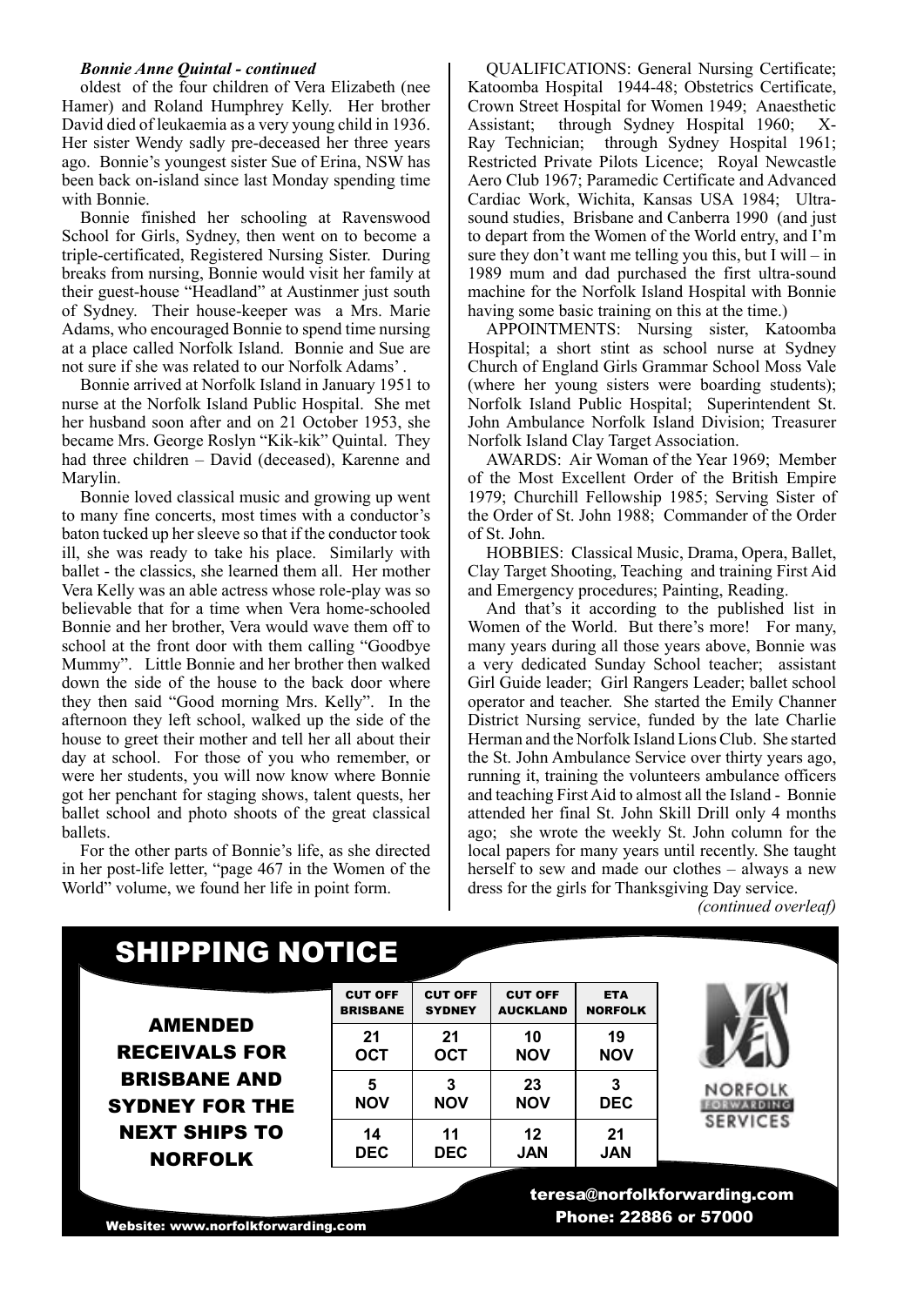***Bonnie Anne Quintal - continued***

oldest of the four children of Vera Elizabeth (nee Hamer) and Roland Humphrey Kelly. Her brother David died of leukaemia as a very young child in 1936. Her sister Wendy sadly pre-deceased her three years ago. Bonnie's youngest sister Sue of Erina, NSW has been back on-island since last Monday spending time with Bonnie.

Bonnie finished her schooling at Ravenswood School for Girls, Sydney, then went on to become a triple-certificated, Registered Nursing Sister. During breaks from nursing, Bonnie would visit her family at their guest-house "Headland" at Austinmer just south of Sydney. Their house-keeper was a Mrs. Marie Adams, who encouraged Bonnie to spend time nursing at a place called Norfolk Island. Bonnie and Sue are not sure if she was related to our Norfolk Adams'.

Bonnie arrived at Norfolk Island in January 1951 to nurse at the Norfolk Island Public Hospital. She met her husband soon after and on 21 October 1953, she became Mrs. George Roslyn "Kik-kik" Quintal. They had three children – David (deceased), Karenne and Marylin.

Bonnie loved classical music and growing up went to many fine concerts, most times with a conductor's baton tucked up her sleeve so that if the conductor took ill, she was ready to take his place. Similarly with ballet - the classics, she learned them all. Her mother Vera Kelly was an able actress whose role-play was so believable that for a time when Vera home-schooled Bonnie and her brother, Vera would wave them off to school at the front door with them calling "Goodbye Mummy". Little Bonnie and her brother then walked down the side of the house to the back door where they then said "Good morning Mrs. Kelly". In the afternoon they left school, walked up the side of the house to greet their mother and tell her all about their day at school. For those of you who remember, or were her students, you will now know where Bonnie got her penchant for staging shows, talent quests, her ballet school and photo shoots of the great classical ballets.

For the other parts of Bonnie's life, as she directed in her post-life letter, "page 467 in the Women of the World" volume, we found her life in point form.

QUALIFICATIONS: General Nursing Certificate; Katoomba Hospital 1944-48; Obstetrics Certificate, Crown Street Hospital for Women 1949; Anaesthetic Assistant; through Sydney Hospital 1960; X-Ray Technician; through Sydney Hospital 1961; Restricted Private Pilots Licence; Royal Newcastle Aero Club 1967; Paramedic Certificate and Advanced Cardiac Work, Wichita, Kansas USA 1984; Ultra-sound studies, Brisbane and Canberra 1990 (and just to depart from the Women of the World entry, and I'm sure they don't want me telling you this, but I will – in 1989 mum and dad purchased the first ultra-sound machine for the Norfolk Island Hospital with Bonnie having some basic training on this at the time.)

APPOINTMENTS: Nursing sister, Katoomba Hospital; a short stint as school nurse at Sydney Church of England Girls Grammar School Moss Vale (where her young sisters were boarding students); Norfolk Island Public Hospital; Superintendent St. John Ambulance Norfolk Island Division; Treasurer Norfolk Island Clay Target Association.

AWARDS: Air Woman of the Year 1969; Member of the Most Excellent Order of the British Empire 1979; Churchill Fellowship 1985; Serving Sister of the Order of St. John 1988; Commander of the Order of St. John.

HOBBIES: Classical Music, Drama, Opera, Ballet, Clay Target Shooting, Teaching and training First Aid and Emergency procedures; Painting, Reading.

And that's it according to the published list in Women of the World. But there's more! For many, many years during all those years above, Bonnie was a very dedicated Sunday School teacher; assistant Girl Guide leader; Girl Rangers Leader; ballet school operator and teacher. She started the Emily Channer District Nursing service, funded by the late Charlie Herman and the Norfolk Island Lions Club. She started the St. John Ambulance Service over thirty years ago, running it, training the volunteers ambulance officers and teaching First Aid to almost all the Island - Bonnie attended her final St. John Skill Drill only 4 months ago; she wrote the weekly St. John column for the local papers for many years until recently. She taught herself to sew and made our clothes – always a new dress for the girls for Thanksgiving Day service.

*(continued overleaf)*

## SHIPPING NOTICE

**AMENDED RECEIVALS FOR BRISBANE AND SYDNEY FOR THE NEXT SHIPS TO NORFOLK**

| CUT OFF BRISBANE | CUT OFF SYDNEY | CUT OFF AUCKLAND | ETA NORFOLK |
|---|---|---|---|
| 21 OCT | 21 OCT | 10 NOV | 19 NOV |
| 5 NOV | 3 NOV | 23 NOV | 3 DEC |
| 14 DEC | 11 DEC | 12 JAN | 21 JAN |

NORFOLK FORWARDING SERVICES

teresa@norfolkforwarding.com
Phone: 22886 or 57000

Website: www.norfolkforwarding.com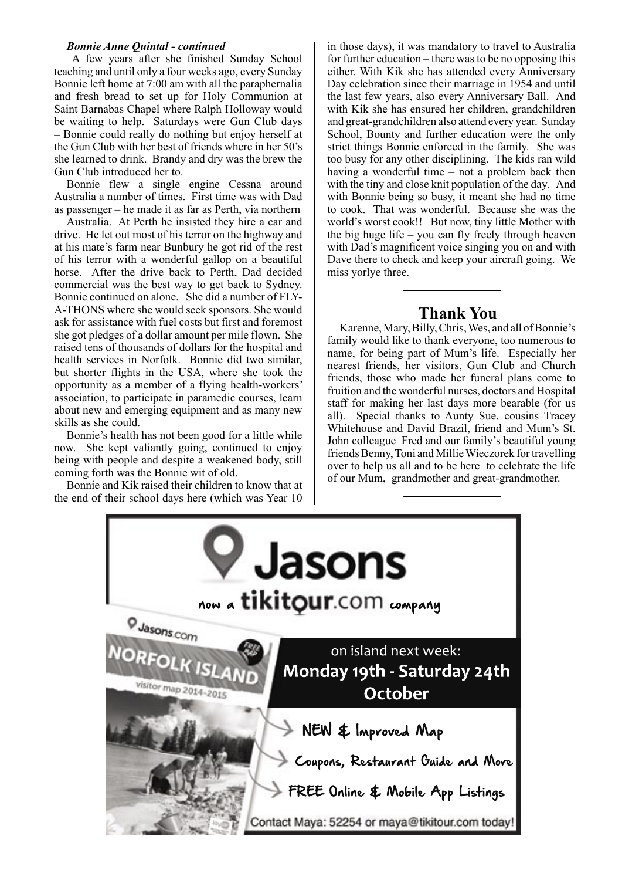***Bonnie Anne Quintal - continued***

A few years after she finished Sunday School teaching and until only a four weeks ago, every Sunday Bonnie left home at 7:00 am with all the paraphernalia and fresh bread to set up for Holy Communion at Saint Barnabas Chapel where Ralph Holloway would be waiting to help. Saturdays were Gun Club days – Bonnie could really do nothing but enjoy herself at the Gun Club with her best of friends where in her 50's she learned to drink. Brandy and dry was the brew the Gun Club introduced her to.

Bonnie flew a single engine Cessna around Australia a number of times. First time was with Dad as passenger – he made it as far as Perth, via northern Australia. At Perth he insisted they hire a car and drive. He let out most of his terror on the highway and at his mate's farm near Bunbury he got rid of the rest of his terror with a wonderful gallop on a beautiful horse. After the drive back to Perth, Dad decided commercial was the best way to get back to Sydney. Bonnie continued on alone. She did a number of FLY-A-THONS where she would seek sponsors. She would ask for assistance with fuel costs but first and foremost she got pledges of a dollar amount per mile flown. She raised tens of thousands of dollars for the hospital and health services in Norfolk. Bonnie did two similar, but shorter flights in the USA, where she took the opportunity as a member of a flying health-workers' association, to participate in paramedic courses, learn about new and emerging equipment and as many new skills as she could.

Bonnie's health has not been good for a little while now. She kept valiantly going, continued to enjoy being with people and despite a weakened body, still coming forth was the Bonnie wit of old.

Bonnie and Kik raised their children to know that at the end of their school days here (which was Year 10 in those days), it was mandatory to travel to Australia for further education – there was to be no opposing this either. With Kik she has attended every Anniversary Day celebration since their marriage in 1954 and until the last few years, also every Anniversary Ball. And with Kik she has ensured her children, grandchildren and great-grandchildren also attend every year. Sunday School, Bounty and further education were the only strict things Bonnie enforced in the family. She was too busy for any other disciplining. The kids ran wild having a wonderful time – not a problem back then with the tiny and close knit population of the day. And with Bonnie being so busy, it meant she had no time to cook. That was wonderful. Because she was the world's worst cook!! But now, tiny little Mother with the big huge life – you can fly freely through heaven with Dad's magnificent voice singing you on and with Dave there to check and keep your aircraft going. We miss yorlye three.

## Thank You

Karenne, Mary, Billy, Chris, Wes, and all of Bonnie's family would like to thank everyone, too numerous to name, for being part of Mum's life. Especially her nearest friends, her visitors, Gun Club and Church friends, those who made her funeral plans come to fruition and the wonderful nurses, doctors and Hospital staff for making her last days more bearable (for us all). Special thanks to Aunty Sue, cousins Tracey Whitehouse and David Brazil, friend and Mum's St. John colleague Fred and our family's beautiful young friends Benny, Toni and Millie Wieczorek for travelling over to help us all and to be here to celebrate the life of our Mum, grandmother and great-grandmother.

# Jasons

now a **tikitour**.com company

Jasons.com

NORFOLK ISLAND visitor map 2014-2015

FREE MAP

on island next week:

**Monday 19th - Saturday 24th October**

- NEW & Improved Map
- Coupons, Restaurant Guide and More
- FREE Online & Mobile App Listings

Contact Maya: 52254 or maya@tikitour.com today!